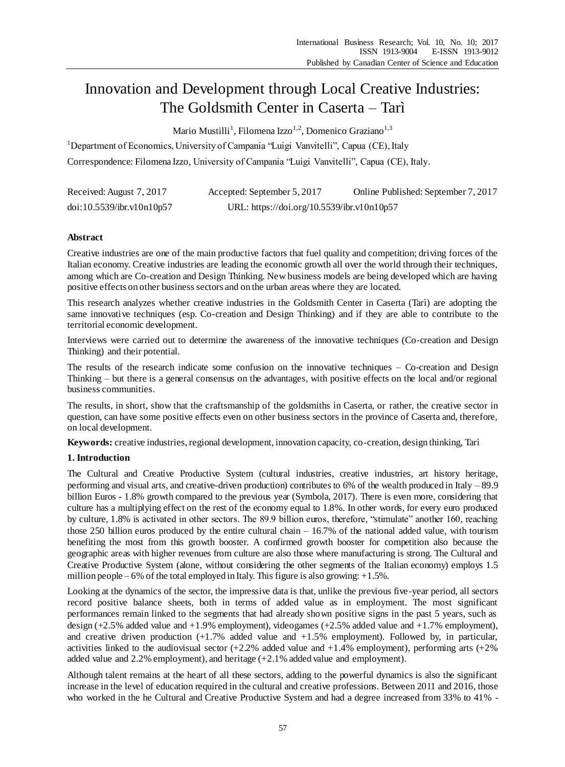# Innovation and Development through Local Creative Industries: The Goldsmith Center in Caserta – Tarì

Mario Mustilli[1], Filomena Izzo[1,2], Domenico Graziano[1,3]

[1]Department of Economics, University of Campania "Luigi Vanvitelli", Capua (CE), Italy

Correspondence: Filomena Izzo, University of Campania "Luigi Vanvitelli", Capua (CE), Italy.

Received: August 7, 2017 Accepted: September 5, 2017 Online Published: September 7, 2017

doi:10.5539/ibr.v10n10p57 URL: https://doi.org/10.5539/ibr.v10n10p57

## Abstract

Creative industries are one of the main productive factors that fuel quality and competition; driving forces of the Italian economy. Creative industries are leading the economic growth all over the world through their techniques, among which are Co-creation and Design Thinking. New business models are being developed which are having positive effects on other business sectors and on the urban areas where they are located.

This research analyzes whether creative industries in the Goldsmith Center in Caserta (Tarì) are adopting the same innovative techniques (esp. Co-creation and Design Thinking) and if they are able to contribute to the territorial economic development.

Interviews were carried out to determine the awareness of the innovative techniques (Co-creation and Design Thinking) and their potential.

The results of the research indicate some confusion on the innovative techniques – Co-creation and Design Thinking – but there is a general consensus on the advantages, with positive effects on the local and/or regional business communities.

The results, in short, show that the craftsmanship of the goldsmiths in Caserta, or rather, the creative sector in question, can have some positive effects even on other business sectors in the province of Caserta and, therefore, on local development.

**Keywords:** creative industries, regional development, innovation capacity, co-creation, design thinking, Tarì

## 1. Introduction

The Cultural and Creative Productive System (cultural industries, creative industries, art history heritage, performing and visual arts, and creative-driven production) contributes to 6% of the wealth produced in Italy – 89.9 billion Euros - 1.8% growth compared to the previous year (Symbola, 2017). There is even more, considering that culture has a multiplying effect on the rest of the economy equal to 1.8%. In other words, for every euro produced by culture, 1.8% is activated in other sectors. The 89.9 billion euros, therefore, "stimulate" another 160, reaching those 250 billion euros produced by the entire cultural chain – 16.7% of the national added value, with tourism benefiting the most from this growth booster. A confirmed growth booster for competition also because the geographic areas with higher revenues from culture are also those where manufacturing is strong. The Cultural and Creative Productive System (alone, without considering the other segments of the Italian economy) employs 1.5 million people – 6% of the total employed in Italy. This figure is also growing: +1.5%.

Looking at the dynamics of the sector, the impressive data is that, unlike the previous five-year period, all sectors record positive balance sheets, both in terms of added value as in employment. The most significant performances remain linked to the segments that had already shown positive signs in the past 5 years, such as design (+2.5% added value and +1.9% employment), videogames (+2.5% added value and +1.7% employment), and creative driven production (+1.7% added value and +1.5% employment). Followed by, in particular, activities linked to the audiovisual sector (+2.2% added value and +1.4% employment), performing arts (+2% added value and 2.2% employment), and heritage (+2.1% added value and employment).

Although talent remains at the heart of all these sectors, adding to the powerful dynamics is also the significant increase in the level of education required in the cultural and creative professions. Between 2011 and 2016, those who worked in the he Cultural and Creative Productive System and had a degree increased from 33% to 41% -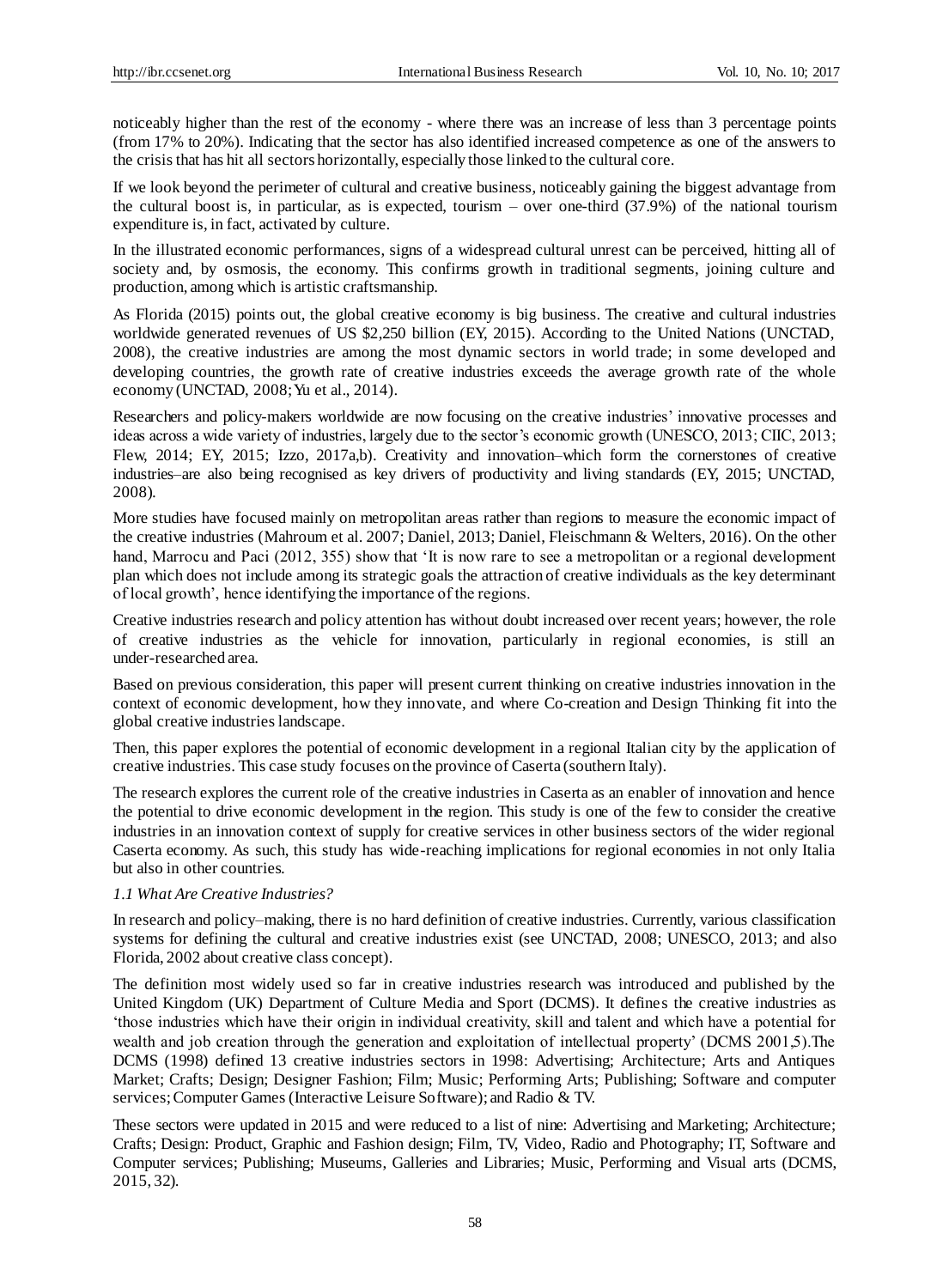noticeably higher than the rest of the economy - where there was an increase of less than 3 percentage points (from 17% to 20%). Indicating that the sector has also identified increased competence as one of the answers to the crisis that has hit all sectors horizontally, especially those linked to the cultural core.

If we look beyond the perimeter of cultural and creative business, noticeably gaining the biggest advantage from the cultural boost is, in particular, as is expected, tourism – over one-third (37.9%) of the national tourism expenditure is, in fact, activated by culture.

In the illustrated economic performances, signs of a widespread cultural unrest can be perceived, hitting all of society and, by osmosis, the economy. This confirms growth in traditional segments, joining culture and production, among which is artistic craftsmanship.

As Florida (2015) points out, the global creative economy is big business. The creative and cultural industries worldwide generated revenues of US $2,250 billion (EY, 2015). According to the United Nations (UNCTAD, 2008), the creative industries are among the most dynamic sectors in world trade; in some developed and developing countries, the growth rate of creative industries exceeds the average growth rate of the whole economy (UNCTAD, 2008; Yu et al., 2014).

Researchers and policy-makers worldwide are now focusing on the creative industries' innovative processes and ideas across a wide variety of industries, largely due to the sector's economic growth (UNESCO, 2013; CIIC, 2013; Flew, 2014; EY, 2015; Izzo, 2017a,b). Creativity and innovation–which form the cornerstones of creative industries–are also being recognised as key drivers of productivity and living standards (EY, 2015; UNCTAD, 2008).

More studies have focused mainly on metropolitan areas rather than regions to measure the economic impact of the creative industries (Mahroum et al. 2007; Daniel, 2013; Daniel, Fleischmann & Welters, 2016). On the other hand, Marrocu and Paci (2012, 355) show that 'It is now rare to see a metropolitan or a regional development plan which does not include among its strategic goals the attraction of creative individuals as the key determinant of local growth', hence identifying the importance of the regions.

Creative industries research and policy attention has without doubt increased over recent years; however, the role of creative industries as the vehicle for innovation, particularly in regional economies, is still an under-researched area.

Based on previous consideration, this paper will present current thinking on creative industries innovation in the context of economic development, how they innovate, and where Co-creation and Design Thinking fit into the global creative industries landscape.

Then, this paper explores the potential of economic development in a regional Italian city by the application of creative industries. This case study focuses on the province of Caserta (southern Italy).

The research explores the current role of the creative industries in Caserta as an enabler of innovation and hence the potential to drive economic development in the region. This study is one of the few to consider the creative industries in an innovation context of supply for creative services in other business sectors of the wider regional Caserta economy. As such, this study has wide-reaching implications for regional economies in not only Italia but also in other countries.

### *1.1 What Are Creative Industries?*

In research and policy–making, there is no hard definition of creative industries. Currently, various classification systems for defining the cultural and creative industries exist (see UNCTAD, 2008; UNESCO, 2013; and also Florida, 2002 about creative class concept).

The definition most widely used so far in creative industries research was introduced and published by the United Kingdom (UK) Department of Culture Media and Sport (DCMS). It defines the creative industries as 'those industries which have their origin in individual creativity, skill and talent and which have a potential for wealth and job creation through the generation and exploitation of intellectual property' (DCMS 2001,5).The DCMS (1998) defined 13 creative industries sectors in 1998: Advertising; Architecture; Arts and Antiques Market; Crafts; Design; Designer Fashion; Film; Music; Performing Arts; Publishing; Software and computer services; Computer Games (Interactive Leisure Software); and Radio & TV.

These sectors were updated in 2015 and were reduced to a list of nine: Advertising and Marketing; Architecture; Crafts; Design: Product, Graphic and Fashion design; Film, TV, Video, Radio and Photography; IT, Software and Computer services; Publishing; Museums, Galleries and Libraries; Music, Performing and Visual arts (DCMS, 2015, 32).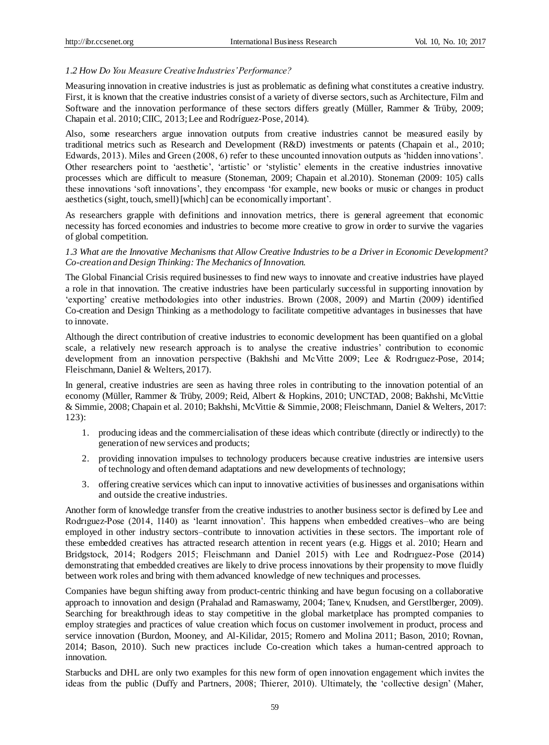### *1.2 How Do You Measure Creative Industries' Performance?*

Measuring innovation in creative industries is just as problematic as defining what constitutes a creative industry. First, it is known that the creative industries consist of a variety of diverse sectors, such as Architecture, Film and Software and the innovation performance of these sectors differs greatly (Müller, Rammer & Trüby, 2009; Chapain et al. 2010; CIIC, 2013; Lee and Rodríguez-Pose, 2014).

Also, some researchers argue innovation outputs from creative industries cannot be measured easily by traditional metrics such as Research and Development (R&D) investments or patents (Chapain et al., 2010; Edwards, 2013). Miles and Green (2008, 6) refer to these uncounted innovation outputs as 'hidden innovations'. Other researchers point to 'aesthetic', 'artistic' or 'stylistic' elements in the creative industries innovative processes which are difficult to measure (Stoneman, 2009; Chapain et al.2010). Stoneman (2009: 105) calls these innovations 'soft innovations', they encompass 'for example, new books or music or changes in product aesthetics (sight, touch, smell) [which] can be economically important'.

As researchers grapple with definitions and innovation metrics, there is general agreement that economic necessity has forced economies and industries to become more creative to grow in order to survive the vagaries of global competition.

### *1.3 What are the Innovative Mechanisms that Allow Creative Industries to be a Driver in Economic Development? Co-creation and Design Thinking: The Mechanics of Innovation.*

The Global Financial Crisis required businesses to find new ways to innovate and creative industries have played a role in that innovation. The creative industries have been particularly successful in supporting innovation by 'exporting' creative methodologies into other industries. Brown (2008, 2009) and Martin (2009) identified Co-creation and Design Thinking as a methodology to facilitate competitive advantages in businesses that have to innovate.

Although the direct contribution of creative industries to economic development has been quantified on a global scale, a relatively new research approach is to analyse the creative industries' contribution to economic development from an innovation perspective (Bakhshi and McVitte 2009; Lee & Rodrıguez-Pose, 2014; Fleischmann, Daniel & Welters, 2017).

In general, creative industries are seen as having three roles in contributing to the innovation potential of an economy (Müller, Rammer & Trüby, 2009; Reid, Albert & Hopkins, 2010; UNCTAD, 2008; Bakhshi, McVittie & Simmie, 2008; Chapain et al. 2010; Bakhshi, McVittie & Simmie, 2008; Fleischmann, Daniel & Welters, 2017: 123):

1. producing ideas and the commercialisation of these ideas which contribute (directly or indirectly) to the generation of new services and products;
2. providing innovation impulses to technology producers because creative industries are intensive users of technology and often demand adaptations and new developments of technology;
3. offering creative services which can input to innovative activities of businesses and organisations within and outside the creative industries.

Another form of knowledge transfer from the creative industries to another business sector is defined by Lee and Rodrıguez-Pose (2014, 1140) as 'learnt innovation'. This happens when embedded creatives–who are being employed in other industry sectors–contribute to innovation activities in these sectors. The important role of these embedded creatives has attracted research attention in recent years (e.g. Higgs et al. 2010; Hearn and Bridgstock, 2014; Rodgers 2015; Fleischmann and Daniel 2015) with Lee and Rodrıguez-Pose (2014) demonstrating that embedded creatives are likely to drive process innovations by their propensity to move fluidly between work roles and bring with them advanced knowledge of new techniques and processes.

Companies have begun shifting away from product-centric thinking and have begun focusing on a collaborative approach to innovation and design (Prahalad and Ramaswamy, 2004; Tanev, Knudsen, and Gerstlberger, 2009). Searching for breakthrough ideas to stay competitive in the global marketplace has prompted companies to employ strategies and practices of value creation which focus on customer involvement in product, process and service innovation (Burdon, Mooney, and Al-Kilidar, 2015; Romero and Molina 2011; Bason, 2010; Rovnan, 2014; Bason, 2010). Such new practices include Co-creation which takes a human-centred approach to innovation.

Starbucks and DHL are only two examples for this new form of open innovation engagement which invites the ideas from the public (Duffy and Partners, 2008; Thierer, 2010). Ultimately, the 'collective design' (Maher,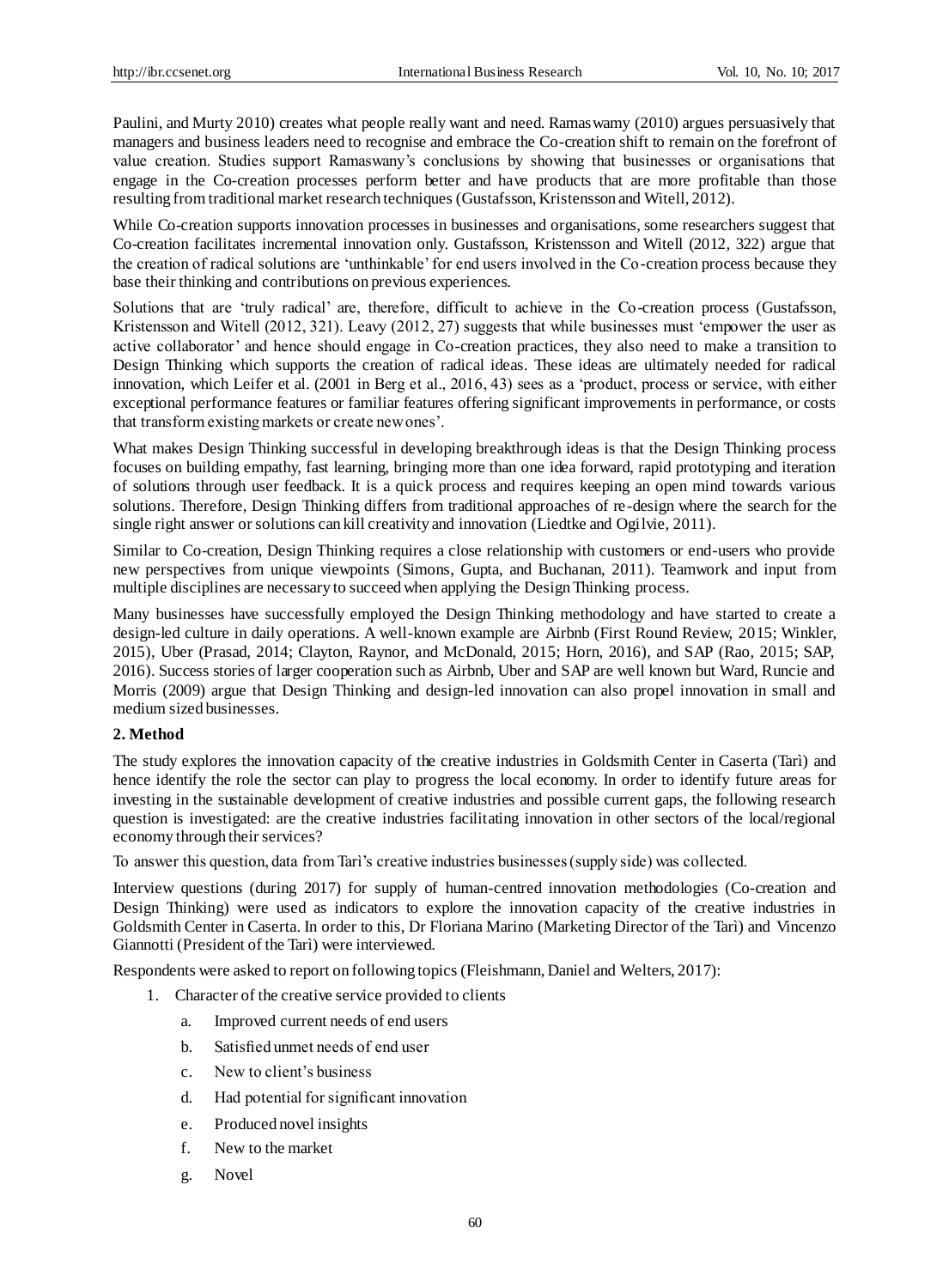Paulini, and Murty 2010) creates what people really want and need. Ramaswamy (2010) argues persuasively that managers and business leaders need to recognise and embrace the Co-creation shift to remain on the forefront of value creation. Studies support Ramaswany's conclusions by showing that businesses or organisations that engage in the Co-creation processes perform better and have products that are more profitable than those resulting from traditional market research techniques (Gustafsson, Kristensson and Witell, 2012).

While Co-creation supports innovation processes in businesses and organisations, some researchers suggest that Co-creation facilitates incremental innovation only. Gustafsson, Kristensson and Witell (2012, 322) argue that the creation of radical solutions are 'unthinkable' for end users involved in the Co-creation process because they base their thinking and contributions on previous experiences.

Solutions that are 'truly radical' are, therefore, difficult to achieve in the Co-creation process (Gustafsson, Kristensson and Witell (2012, 321). Leavy (2012, 27) suggests that while businesses must 'empower the user as active collaborator' and hence should engage in Co-creation practices, they also need to make a transition to Design Thinking which supports the creation of radical ideas. These ideas are ultimately needed for radical innovation, which Leifer et al. (2001 in Berg et al., 2016, 43) sees as a 'product, process or service, with either exceptional performance features or familiar features offering significant improvements in performance, or costs that transform existing markets or create new ones'.

What makes Design Thinking successful in developing breakthrough ideas is that the Design Thinking process focuses on building empathy, fast learning, bringing more than one idea forward, rapid prototyping and iteration of solutions through user feedback. It is a quick process and requires keeping an open mind towards various solutions. Therefore, Design Thinking differs from traditional approaches of re-design where the search for the single right answer or solutions can kill creativity and innovation (Liedtke and Ogilvie, 2011).

Similar to Co-creation, Design Thinking requires a close relationship with customers or end-users who provide new perspectives from unique viewpoints (Simons, Gupta, and Buchanan, 2011). Teamwork and input from multiple disciplines are necessary to succeed when applying the Design Thinking process.

Many businesses have successfully employed the Design Thinking methodology and have started to create a design-led culture in daily operations. A well-known example are Airbnb (First Round Review, 2015; Winkler, 2015), Uber (Prasad, 2014; Clayton, Raynor, and McDonald, 2015; Horn, 2016), and SAP (Rao, 2015; SAP, 2016). Success stories of larger cooperation such as Airbnb, Uber and SAP are well known but Ward, Runcie and Morris (2009) argue that Design Thinking and design-led innovation can also propel innovation in small and medium sized businesses.

## 2. Method

The study explores the innovation capacity of the creative industries in Goldsmith Center in Caserta (Tarì) and hence identify the role the sector can play to progress the local economy. In order to identify future areas for investing in the sustainable development of creative industries and possible current gaps, the following research question is investigated: are the creative industries facilitating innovation in other sectors of the local/regional economy through their services?

To answer this question, data from Tarì's creative industries businesses (supply side) was collected.

Interview questions (during 2017) for supply of human-centred innovation methodologies (Co-creation and Design Thinking) were used as indicators to explore the innovation capacity of the creative industries in Goldsmith Center in Caserta. In order to this, Dr Floriana Marino (Marketing Director of the Tarì) and Vincenzo Giannotti (President of the Tarì) were interviewed.

Respondents were asked to report on following topics (Fleishmann, Daniel and Welters, 2017):

1. Character of the creative service provided to clients
    a. Improved current needs of end users
    b. Satisfied unmet needs of end user
    c. New to client's business
    d. Had potential for significant innovation
    e. Produced novel insights
    f. New to the market
    g. Novel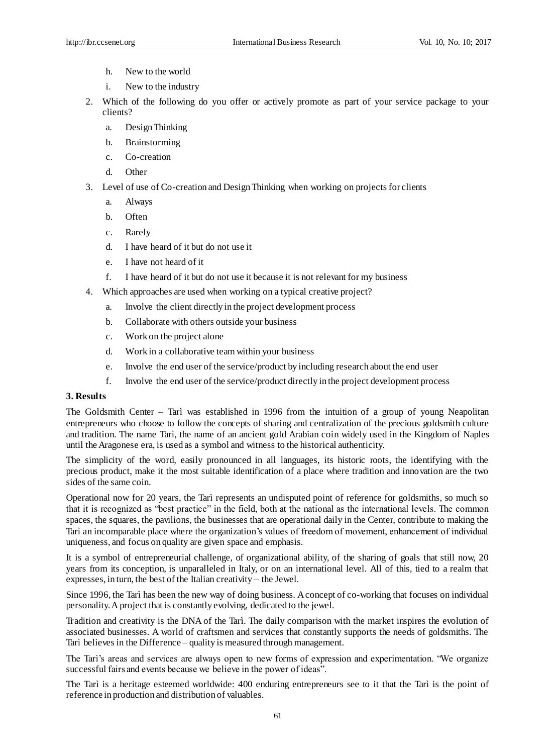h. New to the world
   i. New to the industry

2. Which of the following do you offer or actively promote as part of your service package to your clients?
   a. Design Thinking
   b. Brainstorming
   c. Co-creation
   d. Other

3. Level of use of Co-creation and Design Thinking when working on projects for clients
   a. Always
   b. Often
   c. Rarely
   d. I have heard of it but do not use it
   e. I have not heard of it
   f. I have heard of it but do not use it because it is not relevant for my business

4. Which approaches are used when working on a typical creative project?
   a. Involve the client directly in the project development process
   b. Collaborate with others outside your business
   c. Work on the project alone
   d. Work in a collaborative team within your business
   e. Involve the end user of the service/product by including research about the end user
   f. Involve the end user of the service/product directly in the project development process

### 3. Results

The Goldsmith Center – Tarì was established in 1996 from the intuition of a group of young Neapolitan entrepreneurs who choose to follow the concepts of sharing and centralization of the precious goldsmith culture and tradition. The name Tarì, the name of an ancient gold Arabian coin widely used in the Kingdom of Naples until the Aragonese era, is used as a symbol and witness to the historical authenticity.

The simplicity of the word, easily pronounced in all languages, its historic roots, the identifying with the precious product, make it the most suitable identification of a place where tradition and innovation are the two sides of the same coin.

Operational now for 20 years, the Tarì represents an undisputed point of reference for goldsmiths, so much so that it is recognized as "best practice" in the field, both at the national as the international levels. The common spaces, the squares, the pavilions, the businesses that are operational daily in the Center, contribute to making the Tarì an incomparable place where the organization's values of freedom of movement, enhancement of individual uniqueness, and focus on quality are given space and emphasis.

It is a symbol of entrepreneurial challenge, of organizational ability, of the sharing of goals that still now, 20 years from its conception, is unparalleled in Italy, or on an international level. All of this, tied to a realm that expresses, in turn, the best of the Italian creativity – the Jewel.

Since 1996, the Tarì has been the new way of doing business. A concept of co-working that focuses on individual personality. A project that is constantly evolving, dedicated to the jewel.

Tradition and creativity is the DNA of the Tarì. The daily comparison with the market inspires the evolution of associated businesses. A world of craftsmen and services that constantly supports the needs of goldsmiths. The Tarì believes in the Difference – quality is measured through management.

The Tarì's areas and services are always open to new forms of expression and experimentation. "We organize successful fairs and events because we believe in the power of ideas".

The Tarì is a heritage esteemed worldwide: 400 enduring entrepreneurs see to it that the Tarì is the point of reference in production and distribution of valuables.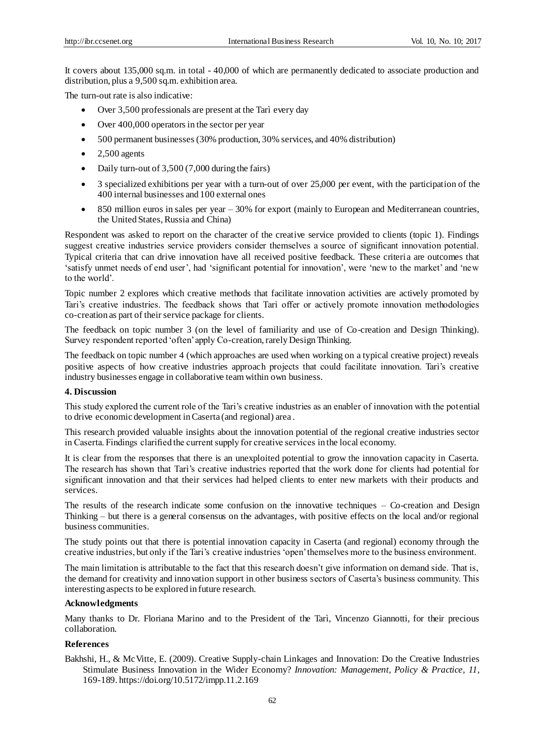It covers about 135,000 sq.m. in total - 40,000 of which are permanently dedicated to associate production and distribution, plus a 9,500 sq.m. exhibition area.

The turn-out rate is also indicative:

- Over 3,500 professionals are present at the Tarì every day
- Over 400,000 operators in the sector per year
- 500 permanent businesses (30% production, 30% services, and 40% distribution)
- 2,500 agents
- Daily turn-out of 3,500 (7,000 during the fairs)
- 3 specialized exhibitions per year with a turn-out of over 25,000 per event, with the participation of the 400 internal businesses and 100 external ones
- 850 million euros in sales per year – 30% for export (mainly to European and Mediterranean countries, the United States, Russia and China)

Respondent was asked to report on the character of the creative service provided to clients (topic 1). Findings suggest creative industries service providers consider themselves a source of significant innovation potential. Typical criteria that can drive innovation have all received positive feedback. These criteria are outcomes that 'satisfy unmet needs of end user', had 'significant potential for innovation', were 'new to the market' and 'new to the world'.

Topic number 2 explores which creative methods that facilitate innovation activities are actively promoted by Tari's creative industries. The feedback shows that Tarì offer or actively promote innovation methodologies co-creation as part of their service package for clients.

The feedback on topic number 3 (on the level of familiarity and use of Co-creation and Design Thinking). Survey respondent reported 'often' apply Co-creation, rarely Design Thinking.

The feedback on topic number 4 (which approaches are used when working on a typical creative project) reveals positive aspects of how creative industries approach projects that could facilitate innovation. Tari's creative industry businesses engage in collaborative team within own business.

### 4. Discussion

This study explored the current role of the Tari's creative industries as an enabler of innovation with the potential to drive economic development in Caserta (and regional) area .

This research provided valuable insights about the innovation potential of the regional creative industries sector in Caserta. Findings clarified the current supply for creative services in the local economy.

It is clear from the responses that there is an unexploited potential to grow the innovation capacity in Caserta. The research has shown that Tarì's creative industries reported that the work done for clients had potential for significant innovation and that their services had helped clients to enter new markets with their products and services.

The results of the research indicate some confusion on the innovative techniques – Co-creation and Design Thinking – but there is a general consensus on the advantages, with positive effects on the local and/or regional business communities.

The study points out that there is potential innovation capacity in Caserta (and regional) economy through the creative industries, but only if the Tari's creative industries 'open' themselves more to the business environment.

The main limitation is attributable to the fact that this research doesn't give information on demand side. That is, the demand for creativity and innovation support in other business sectors of Caserta's business community. This interesting aspects to be explored in future research.

### Acknowledgments

Many thanks to Dr. Floriana Marino and to the President of the Tarì, Vincenzo Giannotti, for their precious collaboration.

### References

Bakhshi, H., & McVitte, E. (2009). Creative Supply-chain Linkages and Innovation: Do the Creative Industries Stimulate Business Innovation in the Wider Economy? *Innovation: Management, Policy & Practice, 11,* 169-189. https://doi.org/10.5172/impp.11.2.169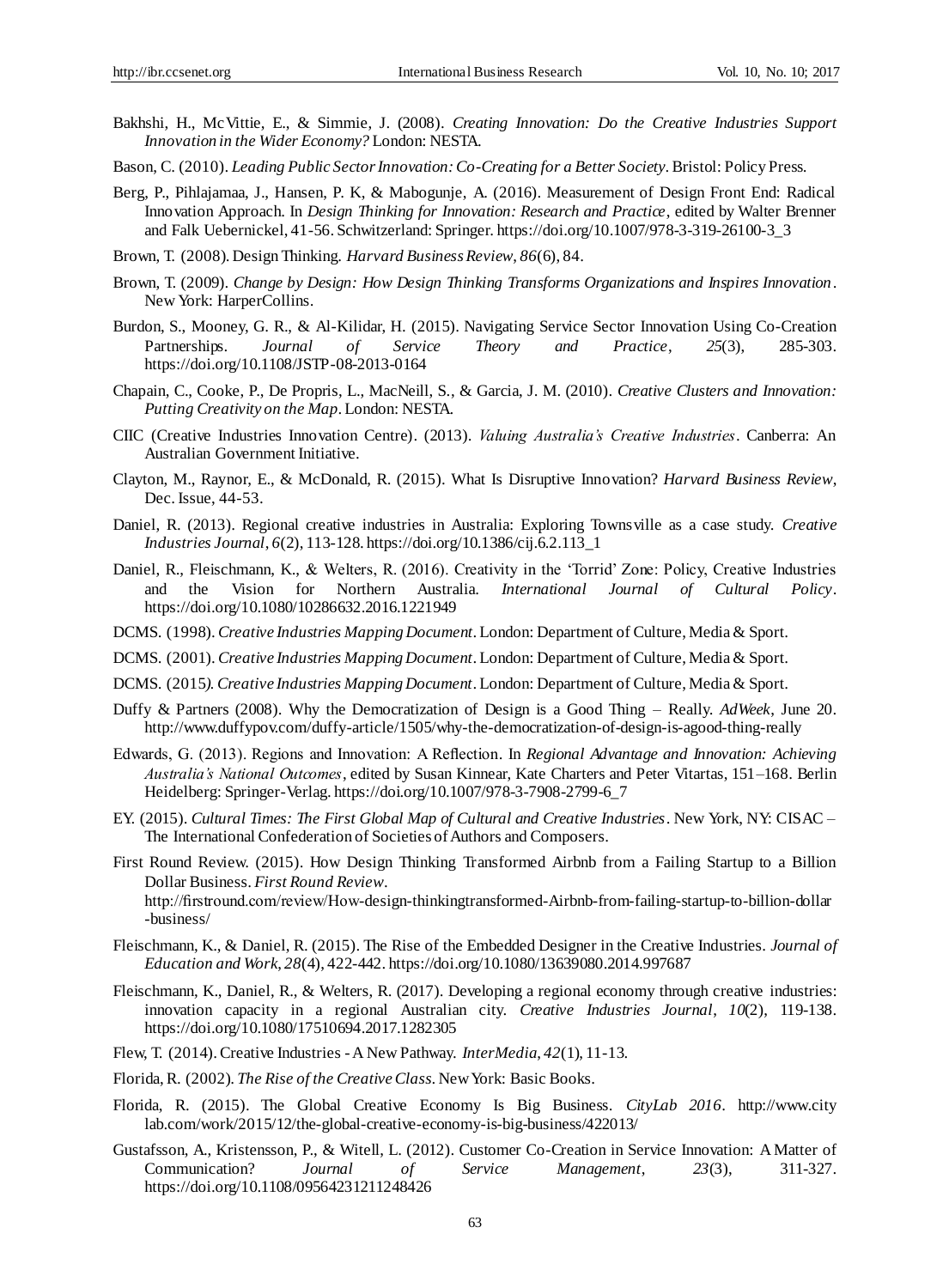Bakhshi, H., McVittie, E., & Simmie, J. (2008). *Creating Innovation: Do the Creative Industries Support Innovation in the Wider Economy?* London: NESTA.

Bason, C. (2010). *Leading Public Sector Innovation: Co-Creating for a Better Society*. Bristol: Policy Press.

Berg, P., Pihlajamaa, J., Hansen, P. K, & Mabogunje, A. (2016). Measurement of Design Front End: Radical Innovation Approach. In *Design Thinking for Innovation: Research and Practice*, edited by Walter Brenner and Falk Uebernickel, 41-56. Schwitzerland: Springer. https://doi.org/10.1007/978-3-319-26100-3_3

Brown, T. (2008). Design Thinking. *Harvard Business Review*, *86*(6), 84.

Brown, T. (2009). *Change by Design: How Design Thinking Transforms Organizations and Inspires Innovation*. New York: HarperCollins.

Burdon, S., Mooney, G. R., & Al-Kilidar, H. (2015). Navigating Service Sector Innovation Using Co-Creation Partnerships. *Journal of Service Theory and Practice*, *25*(3), 285-303. https://doi.org/10.1108/JSTP-08-2013-0164

Chapain, C., Cooke, P., De Propris, L., MacNeill, S., & Garcia, J. M. (2010). *Creative Clusters and Innovation: Putting Creativity on the Map*. London: NESTA.

CIIC (Creative Industries Innovation Centre). (2013). *Valuing Australia's Creative Industries*. Canberra: An Australian Government Initiative.

Clayton, M., Raynor, E., & McDonald, R. (2015). What Is Disruptive Innovation? *Harvard Business Review*, Dec. Issue, 44-53.

Daniel, R. (2013). Regional creative industries in Australia: Exploring Townsville as a case study. *Creative Industries Journal*, *6*(2), 113-128. https://doi.org/10.1386/cij.6.2.113_1

Daniel, R., Fleischmann, K., & Welters, R. (2016). Creativity in the 'Torrid' Zone: Policy, Creative Industries and the Vision for Northern Australia. *International Journal of Cultural Policy*. https://doi.org/10.1080/10286632.2016.1221949

DCMS. (1998). *Creative Industries Mapping Document*. London: Department of Culture, Media & Sport.

DCMS. (2001). *Creative Industries Mapping Document*. London: Department of Culture, Media & Sport.

DCMS. (2015). *Creative Industries Mapping Document*. London: Department of Culture, Media & Sport.

Duffy & Partners (2008). Why the Democratization of Design is a Good Thing – Really. *AdWeek*, June 20. http://www.duffypov.com/duffy-article/1505/why-the-democratization-of-design-is-agood-thing-really

Edwards, G. (2013). Regions and Innovation: A Reflection. In *Regional Advantage and Innovation: Achieving Australia's National Outcomes*, edited by Susan Kinnear, Kate Charters and Peter Vitartas, 151–168. Berlin Heidelberg: Springer-Verlag. https://doi.org/10.1007/978-3-7908-2799-6_7

EY. (2015). *Cultural Times: The First Global Map of Cultural and Creative Industries*. New York, NY: CISAC – The International Confederation of Societies of Authors and Composers.

First Round Review. (2015). How Design Thinking Transformed Airbnb from a Failing Startup to a Billion Dollar Business. *First Round Review*. http://firstround.com/review/How-design-thinkingtransformed-Airbnb-from-failing-startup-to-billion-dollar-business/

Fleischmann, K., & Daniel, R. (2015). The Rise of the Embedded Designer in the Creative Industries. *Journal of Education and Work*, *28*(4), 422-442. https://doi.org/10.1080/13639080.2014.997687

Fleischmann, K., Daniel, R., & Welters, R. (2017). Developing a regional economy through creative industries: innovation capacity in a regional Australian city. *Creative Industries Journal*, *10*(2), 119-138. https://doi.org/10.1080/17510694.2017.1282305

Flew, T. (2014). Creative Industries - A New Pathway. *InterMedia*, *42*(1), 11-13.

Florida, R. (2002). *The Rise of the Creative Class*. New York: Basic Books.

Florida, R. (2015). The Global Creative Economy Is Big Business. *CityLab 2016*. http://www.citylab.com/work/2015/12/the-global-creative-economy-is-big-business/422013/

Gustafsson, A., Kristensson, P., & Witell, L. (2012). Customer Co-Creation in Service Innovation: A Matter of Communication? *Journal of Service Management*, *23*(3), 311-327. https://doi.org/10.1108/09564231211248426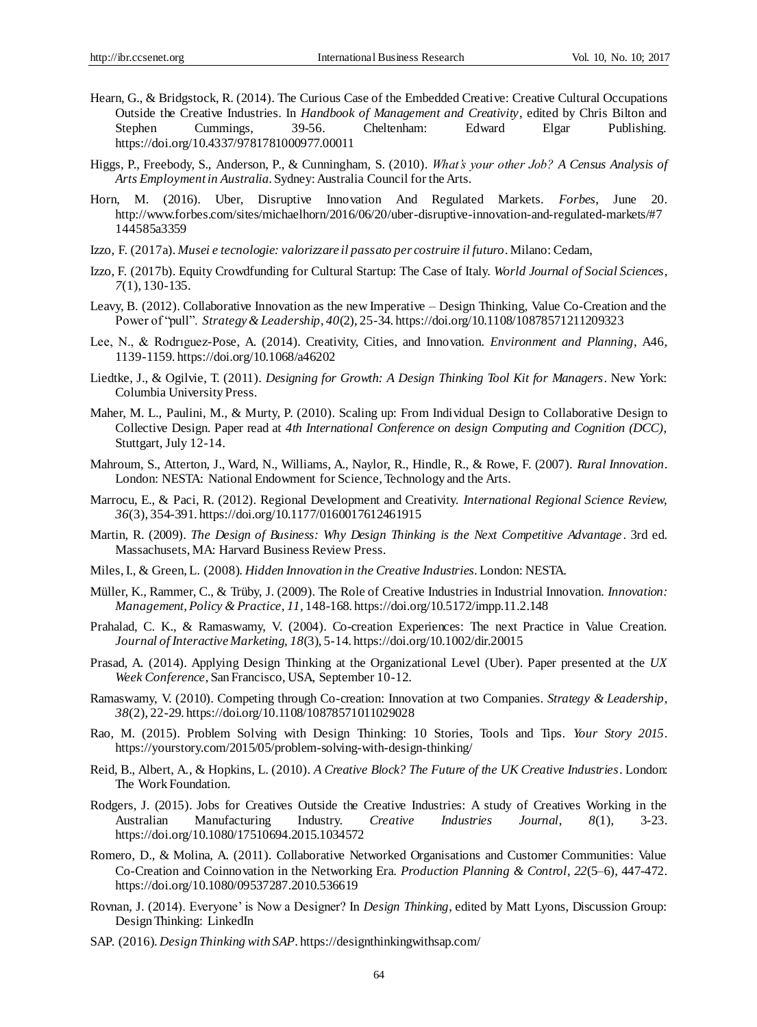Hearn, G., & Bridgstock, R. (2014). The Curious Case of the Embedded Creative: Creative Cultural Occupations Outside the Creative Industries. In *Handbook of Management and Creativity*, edited by Chris Bilton and Stephen Cummings, 39-56. Cheltenham: Edward Elgar Publishing. https://doi.org/10.4337/9781781000977.00011

Higgs, P., Freebody, S., Anderson, P., & Cunningham, S. (2010). *What's your other Job? A Census Analysis of Arts Employment in Australia*. Sydney: Australia Council for the Arts.

Horn, M. (2016). Uber, Disruptive Innovation And Regulated Markets. *Forbes*, June 20. http://www.forbes.com/sites/michaelhorn/2016/06/20/uber-disruptive-innovation-and-regulated-markets/#7144585a3359

Izzo, F. (2017a). *Musei e tecnologie: valorizzare il passato per costruire il futuro*. Milano: Cedam,

Izzo, F. (2017b). Equity Crowdfunding for Cultural Startup: The Case of Italy. *World Journal of Social Sciences*, *7*(1), 130-135.

Leavy, B. (2012). Collaborative Innovation as the new Imperative – Design Thinking, Value Co-Creation and the Power of "pull". *Strategy & Leadership*, *40*(2), 25-34. https://doi.org/10.1108/10878571211209323

Lee, N., & Rodrıguez-Pose, A. (2014). Creativity, Cities, and Innovation. *Environment and Planning*, A46, 1139-1159. https://doi.org/10.1068/a46202

Liedtke, J., & Ogilvie, T. (2011). *Designing for Growth: A Design Thinking Tool Kit for Managers*. New York: Columbia University Press.

Maher, M. L., Paulini, M., & Murty, P. (2010). Scaling up: From Individual Design to Collaborative Design to Collective Design. Paper read at *4th International Conference on design Computing and Cognition (DCC)*, Stuttgart, July 12-14.

Mahroum, S., Atterton, J., Ward, N., Williams, A., Naylor, R., Hindle, R., & Rowe, F. (2007). *Rural Innovation*. London: NESTA: National Endowment for Science, Technology and the Arts.

Marrocu, E., & Paci, R. (2012). Regional Development and Creativity. *International Regional Science Review, 36*(3), 354-391. https://doi.org/10.1177/0160017612461915

Martin, R. (2009). *The Design of Business: Why Design Thinking is the Next Competitive Advantage*. 3rd ed. Massachusets, MA: Harvard Business Review Press.

Miles, I., & Green, L. (2008). *Hidden Innovation in the Creative Industries*. London: NESTA.

Müller, K., Rammer, C., & Trüby, J. (2009). The Role of Creative Industries in Industrial Innovation. *Innovation: Management, Policy & Practice, 11*, 148-168. https://doi.org/10.5172/impp.11.2.148

Prahalad, C. K., & Ramaswamy, V. (2004). Co-creation Experiences: The next Practice in Value Creation. *Journal of Interactive Marketing, 18*(3), 5-14. https://doi.org/10.1002/dir.20015

Prasad, A. (2014). Applying Design Thinking at the Organizational Level (Uber). Paper presented at the *UX Week Conference*, San Francisco, USA, September 10-12.

Ramaswamy, V. (2010). Competing through Co-creation: Innovation at two Companies. *Strategy & Leadership*, *38*(2), 22-29. https://doi.org/10.1108/10878571011029028

Rao, M. (2015). Problem Solving with Design Thinking: 10 Stories, Tools and Tips. *Your Story 2015*. https://yourstory.com/2015/05/problem-solving-with-design-thinking/

Reid, B., Albert, A., & Hopkins, L. (2010). *A Creative Block? The Future of the UK Creative Industries*. London: The Work Foundation.

Rodgers, J. (2015). Jobs for Creatives Outside the Creative Industries: A study of Creatives Working in the Australian Manufacturing Industry. *Creative Industries Journal*, *8*(1), 3-23. https://doi.org/10.1080/17510694.2015.1034572

Romero, D., & Molina, A. (2011). Collaborative Networked Organisations and Customer Communities: Value Co-Creation and Coinnovation in the Networking Era. *Production Planning & Control*, *22*(5–6), 447-472. https://doi.org/10.1080/09537287.2010.536619

Rovnan, J. (2014). Everyone' is Now a Designer? In *Design Thinking*, edited by Matt Lyons, Discussion Group: Design Thinking: LinkedIn

SAP. (2016). *Design Thinking with SAP*. https://designthinkingwithsap.com/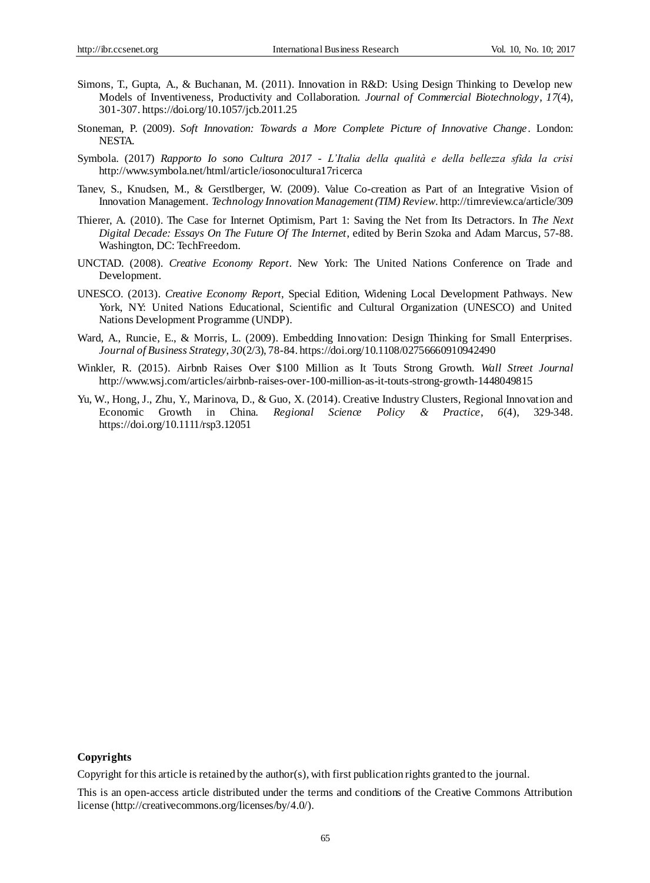Simons, T., Gupta, A., & Buchanan, M. (2011). Innovation in R&D: Using Design Thinking to Develop new Models of Inventiveness, Productivity and Collaboration. *Journal of Commercial Biotechnology*, *17*(4), 301-307. https://doi.org/10.1057/jcb.2011.25

Stoneman, P. (2009). *Soft Innovation: Towards a More Complete Picture of Innovative Change*. London: NESTA.

Symbola. (2017) *Rapporto Io sono Cultura 2017 - L'Italia della qualità e della bellezza sfida la crisi* http://www.symbola.net/html/article/iosonocultura17ricerca

Tanev, S., Knudsen, M., & Gerstlberger, W. (2009). Value Co-creation as Part of an Integrative Vision of Innovation Management. *Technology Innovation Management (TIM) Review*. http://timreview.ca/article/309

Thierer, A. (2010). The Case for Internet Optimism, Part 1: Saving the Net from Its Detractors. In *The Next Digital Decade: Essays On The Future Of The Internet*, edited by Berin Szoka and Adam Marcus, 57-88. Washington, DC: TechFreedom.

UNCTAD. (2008). *Creative Economy Report*. New York: The United Nations Conference on Trade and Development.

UNESCO. (2013). *Creative Economy Report*, Special Edition, Widening Local Development Pathways. New York, NY: United Nations Educational, Scientific and Cultural Organization (UNESCO) and United Nations Development Programme (UNDP).

Ward, A., Runcie, E., & Morris, L. (2009). Embedding Innovation: Design Thinking for Small Enterprises. *Journal of Business Strategy, 30*(2/3), 78-84. https://doi.org/10.1108/02756660910942490

Winkler, R. (2015). Airbnb Raises Over $100 Million as It Touts Strong Growth. *Wall Street Journal* http://www.wsj.com/articles/airbnb-raises-over-100-million-as-it-touts-strong-growth-1448049815

Yu, W., Hong, J., Zhu, Y., Marinova, D., & Guo, X. (2014). Creative Industry Clusters, Regional Innovation and Economic Growth in China. *Regional Science Policy & Practice*, *6*(4), 329-348. https://doi.org/10.1111/rsp3.12051

**Copyrights**

Copyright for this article is retained by the author(s), with first publication rights granted to the journal.

This is an open-access article distributed under the terms and conditions of the Creative Commons Attribution license (http://creativecommons.org/licenses/by/4.0/).